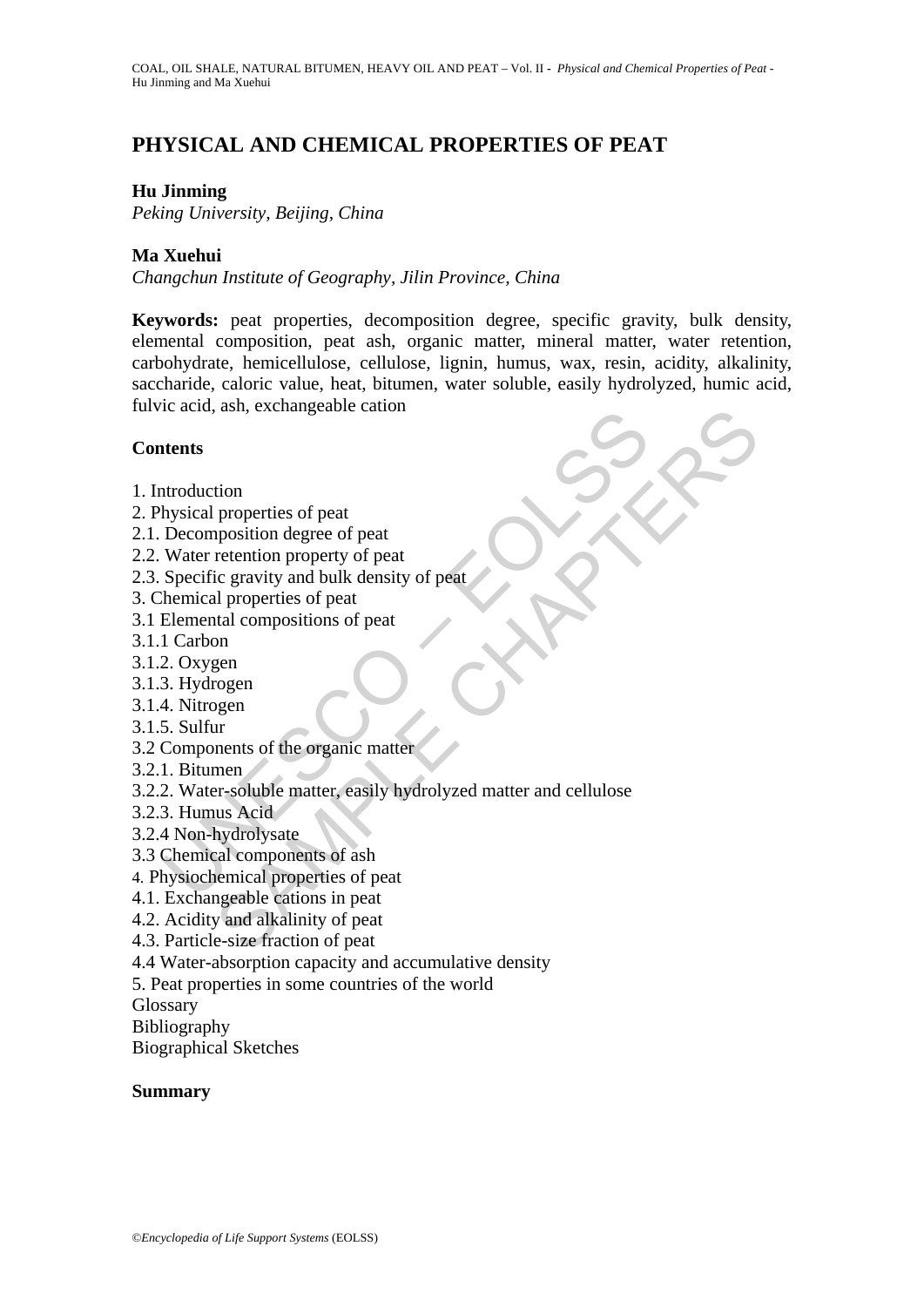# PHYSICAL AND CHEMICAL PROPERTIES OF PEAT

**Hu Jinming**

*Peking University, Beijing, China*

**Ma Xuehui**

*Changchun Institute of Geography, Jilin Province, China*

**Keywords:** peat properties, decomposition degree, specific gravity, bulk density, elemental composition, peat ash, organic matter, mineral matter, water retention, carbohydrate, hemicellulose, cellulose, lignin, humus, wax, resin, acidity, alkalinity, saccharide, caloric value, heat, bitumen, water soluble, easily hydrolyzed, humic acid, fulvic acid, ash, exchangeable cation

## Contents

1. Introduction
2. Physical properties of peat
2.1. Decomposition degree of peat
2.2. Water retention property of peat
2.3. Specific gravity and bulk density of peat
3. Chemical properties of peat
3.1 Elemental compositions of peat
3.1.1 Carbon
3.1.2. Oxygen
3.1.3. Hydrogen
3.1.4. Nitrogen
3.1.5. Sulfur
3.2 Components of the organic matter
3.2.1. Bitumen
3.2.2. Water-soluble matter, easily hydrolyzed matter and cellulose
3.2.3. Humus Acid
3.2.4 Non-hydrolysate
3.3 Chemical components of ash
4. Physiochemical properties of peat
4.1. Exchangeable cations in peat
4.2. Acidity and alkalinity of peat
4.3. Particle-size fraction of peat
4.4 Water-absorption capacity and accumulative density
5. Peat properties in some countries of the world

Glossary

Bibliography

Biographical Sketches

## Summary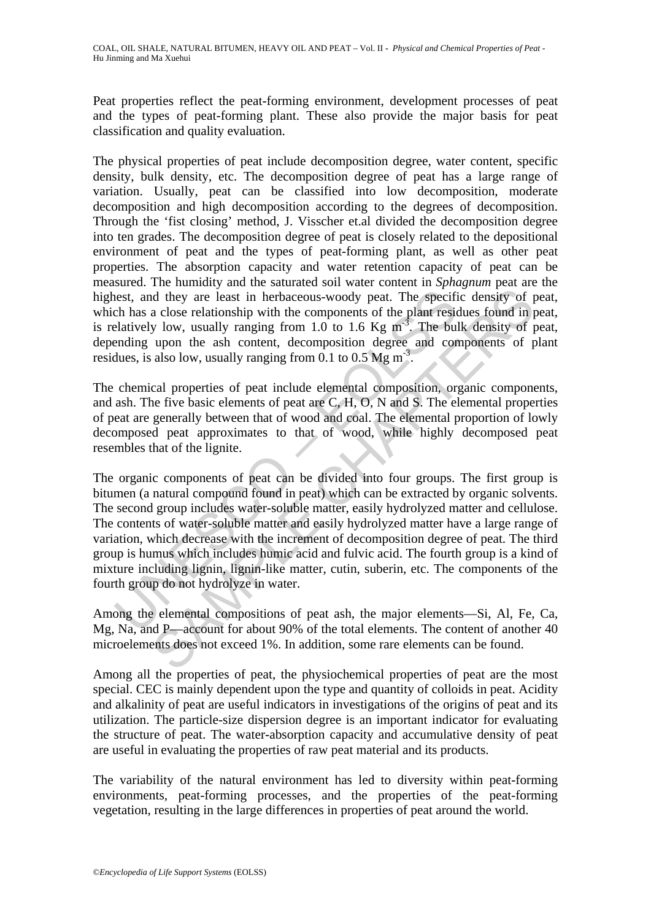Peat properties reflect the peat-forming environment, development processes of peat and the types of peat-forming plant. These also provide the major basis for peat classification and quality evaluation.

The physical properties of peat include decomposition degree, water content, specific density, bulk density, etc. The decomposition degree of peat has a large range of variation. Usually, peat can be classified into low decomposition, moderate decomposition and high decomposition according to the degrees of decomposition. Through the 'fist closing' method, J. Visscher et.al divided the decomposition degree into ten grades. The decomposition degree of peat is closely related to the depositional environment of peat and the types of peat-forming plant, as well as other peat properties. The absorption capacity and water retention capacity of peat can be measured. The humidity and the saturated soil water content in *Sphagnum* peat are the highest, and they are least in herbaceous-woody peat. The specific density of peat, which has a close relationship with the components of the plant residues found in peat, is relatively low, usually ranging from 1.0 to 1.6 Kg $m^{-3}$. The bulk density of peat, depending upon the ash content, decomposition degree and components of plant residues, is also low, usually ranging from 0.1 to 0.5 Mg $m^{-3}$.

The chemical properties of peat include elemental composition, organic components, and ash. The five basic elements of peat are C, H, O, N and S. The elemental properties of peat are generally between that of wood and coal. The elemental proportion of lowly decomposed peat approximates to that of wood, while highly decomposed peat resembles that of the lignite.

The organic components of peat can be divided into four groups. The first group is bitumen (a natural compound found in peat) which can be extracted by organic solvents. The second group includes water-soluble matter, easily hydrolyzed matter and cellulose. The contents of water-soluble matter and easily hydrolyzed matter have a large range of variation, which decrease with the increment of decomposition degree of peat. The third group is humus which includes humic acid and fulvic acid. The fourth group is a kind of mixture including lignin, lignin-like matter, cutin, suberin, etc. The components of the fourth group do not hydrolyze in water.

Among the elemental compositions of peat ash, the major elements—Si, Al, Fe, Ca, Mg, Na, and P—account for about 90% of the total elements. The content of another 40 microelements does not exceed 1%. In addition, some rare elements can be found.

Among all the properties of peat, the physiochemical properties of peat are the most special. CEC is mainly dependent upon the type and quantity of colloids in peat. Acidity and alkalinity of peat are useful indicators in investigations of the origins of peat and its utilization. The particle-size dispersion degree is an important indicator for evaluating the structure of peat. The water-absorption capacity and accumulative density of peat are useful in evaluating the properties of raw peat material and its products.

The variability of the natural environment has led to diversity within peat-forming environments, peat-forming processes, and the properties of the peat-forming vegetation, resulting in the large differences in properties of peat around the world.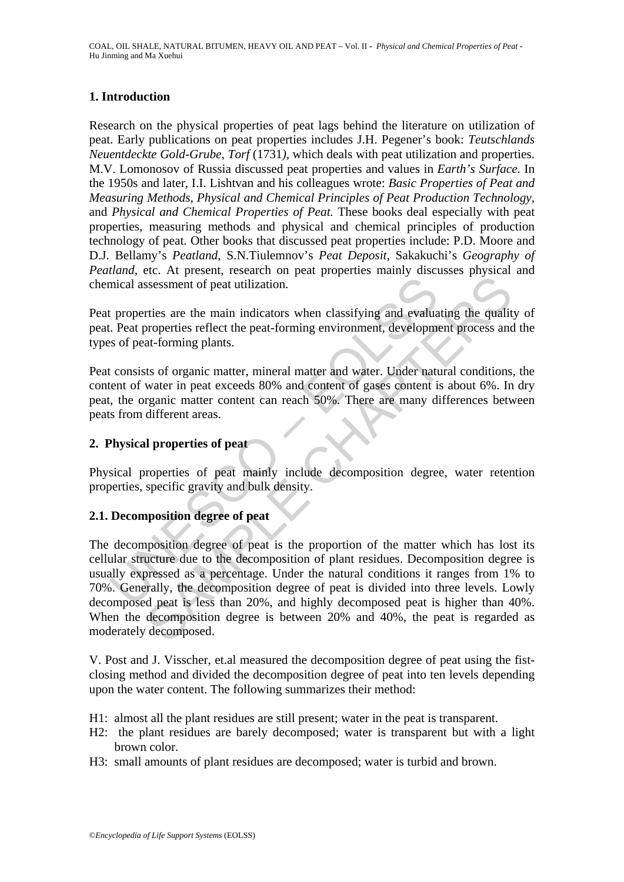## 1. Introduction

Research on the physical properties of peat lags behind the literature on utilization of peat. Early publications on peat properties includes J.H. Pegener's book: *Teutschlands Neuentdeckte Gold-Grube, Torf* (1731), which deals with peat utilization and properties. M.V. Lomonosov of Russia discussed peat properties and values in *Earth's Surface.* In the 1950s and later, I.I. Lishtvan and his colleagues wrote: *Basic Properties of Peat and Measuring Methods, Physical and Chemical Principles of Peat Production Technology,* and *Physical and Chemical Properties of Peat.* These books deal especially with peat properties, measuring methods and physical and chemical principles of production technology of peat. Other books that discussed peat properties include: P.D. Moore and D.J. Bellamy's *Peatland*, S.N.Tiulemnov's *Peat Deposit*, Sakakuchi's *Geography of Peatland*, etc. At present, research on peat properties mainly discusses physical and chemical assessment of peat utilization.

Peat properties are the main indicators when classifying and evaluating the quality of peat. Peat properties reflect the peat-forming environment, development process and the types of peat-forming plants.

Peat consists of organic matter, mineral matter and water. Under natural conditions, the content of water in peat exceeds 80% and content of gases content is about 6%. In dry peat, the organic matter content can reach 50%. There are many differences between peats from different areas.

## 2. Physical properties of peat

Physical properties of peat mainly include decomposition degree, water retention properties, specific gravity and bulk density.

### 2.1. Decomposition degree of peat

The decomposition degree of peat is the proportion of the matter which has lost its cellular structure due to the decomposition of plant residues. Decomposition degree is usually expressed as a percentage. Under the natural conditions it ranges from 1% to 70%. Generally, the decomposition degree of peat is divided into three levels. Lowly decomposed peat is less than 20%, and highly decomposed peat is higher than 40%. When the decomposition degree is between 20% and 40%, the peat is regarded as moderately decomposed.

V. Post and J. Visscher, et.al measured the decomposition degree of peat using the fist-closing method and divided the decomposition degree of peat into ten levels depending upon the water content. The following summarizes their method:

- H1: almost all the plant residues are still present; water in the peat is transparent.
- H2: the plant residues are barely decomposed; water is transparent but with a light brown color.
- H3: small amounts of plant residues are decomposed; water is turbid and brown.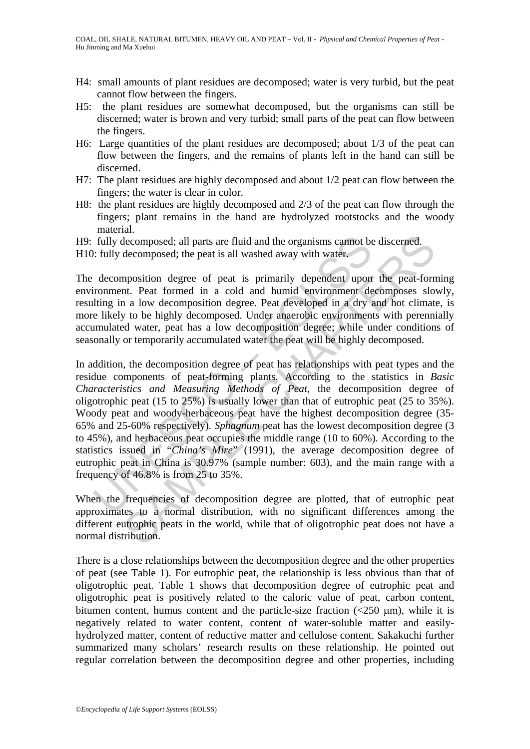- H4: small amounts of plant residues are decomposed; water is very turbid, but the peat cannot flow between the fingers.
- H5: the plant residues are somewhat decomposed, but the organisms can still be discerned; water is brown and very turbid; small parts of the peat can flow between the fingers.
- H6: Large quantities of the plant residues are decomposed; about 1/3 of the peat can flow between the fingers, and the remains of plants left in the hand can still be discerned.
- H7: The plant residues are highly decomposed and about 1/2 peat can flow between the fingers; the water is clear in color.
- H8: the plant residues are highly decomposed and 2/3 of the peat can flow through the fingers; plant remains in the hand are hydrolyzed rootstocks and the woody material.
- H9: fully decomposed; all parts are fluid and the organisms cannot be discerned.
- H10: fully decomposed; the peat is all washed away with water.

The decomposition degree of peat is primarily dependent upon the peat-forming environment. Peat formed in a cold and humid environment decomposes slowly, resulting in a low decomposition degree. Peat developed in a dry and hot climate, is more likely to be highly decomposed. Under anaerobic environments with perennially accumulated water, peat has a low decomposition degree; while under conditions of seasonally or temporarily accumulated water the peat will be highly decomposed.

In addition, the decomposition degree of peat has relationships with peat types and the residue components of peat-forming plants. According to the statistics in *Basic Characteristics and Measuring Methods of Peat*, the decomposition degree of oligotrophic peat (15 to 25%) is usually lower than that of eutrophic peat (25 to 35%). Woody peat and woody-herbaceous peat have the highest decomposition degree (35-65% and 25-60% respectively). *Sphagnum* peat has the lowest decomposition degree (3 to 45%), and herbaceous peat occupies the middle range (10 to 60%). According to the statistics issued in "*China's Mire*" (1991), the average decomposition degree of eutrophic peat in China is 30.97% (sample number: 603), and the main range with a frequency of 46.8% is from 25 to 35%.

When the frequencies of decomposition degree are plotted, that of eutrophic peat approximates to a normal distribution, with no significant differences among the different eutrophic peats in the world, while that of oligotrophic peat does not have a normal distribution.

There is a close relationships between the decomposition degree and the other properties of peat (see Table 1). For eutrophic peat, the relationship is less obvious than that of oligotrophic peat. Table 1 shows that decomposition degree of eutrophic peat and oligotrophic peat is positively related to the caloric value of peat, carbon content, bitumen content, humus content and the particle-size fraction (<250 μm), while it is negatively related to water content, content of water-soluble matter and easily-hydrolyzed matter, content of reductive matter and cellulose content. Sakakuchi further summarized many scholars' research results on these relationship. He pointed out regular correlation between the decomposition degree and other properties, including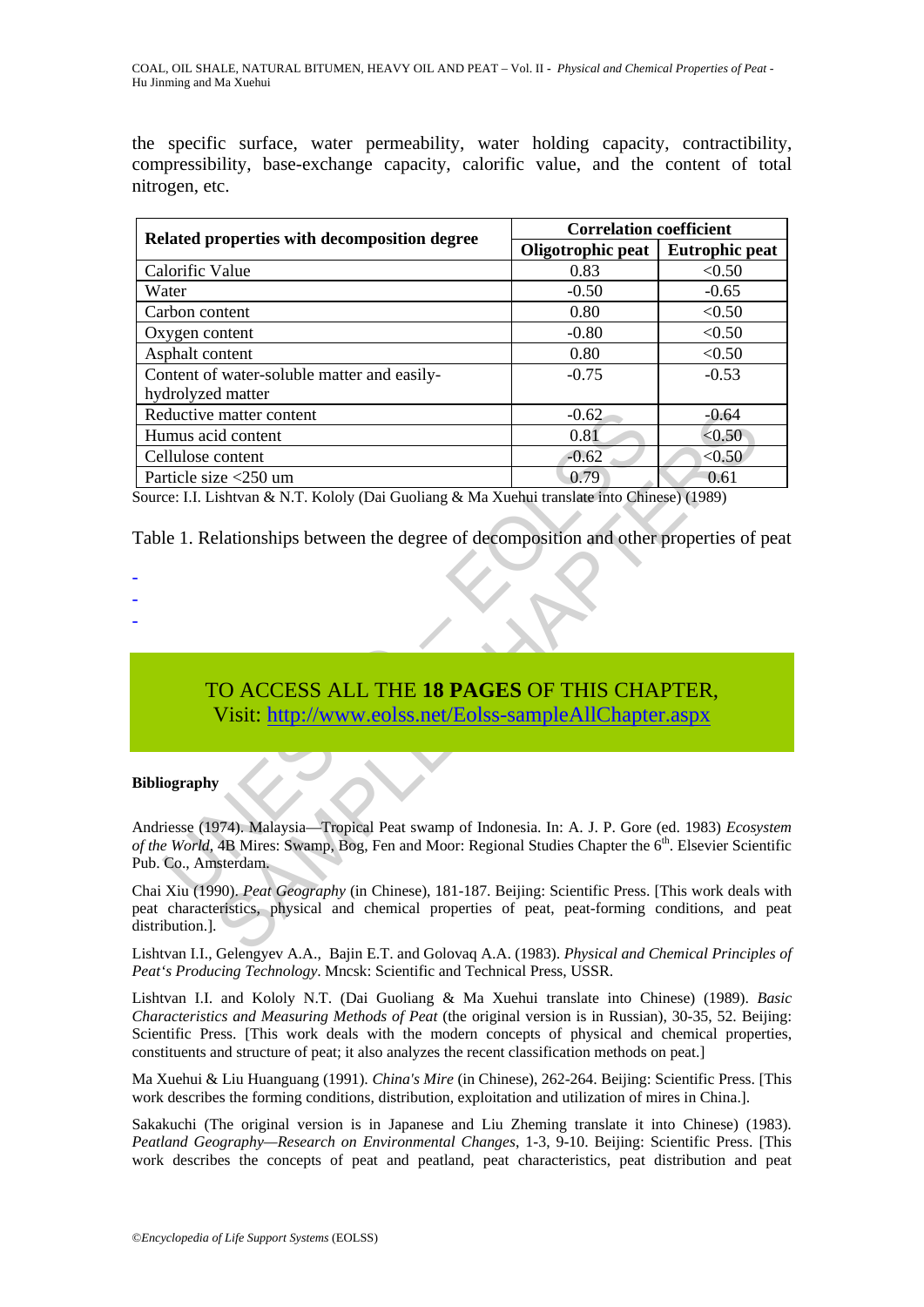the specific surface, water permeability, water holding capacity, contractibility, compressibility, base-exchange capacity, calorific value, and the content of total nitrogen, etc.

| Related properties with decomposition degree | Correlation coefficient | |
|---|---|---|
| | Oligotrophic peat | Eutrophic peat |
| Calorific Value | 0.83 | <0.50 |
| Water | -0.50 | -0.65 |
| Carbon content | 0.80 | <0.50 |
| Oxygen content | -0.80 | <0.50 |
| Asphalt content | 0.80 | <0.50 |
| Content of water-soluble matter and easily-hydrolyzed matter | -0.75 | -0.53 |
| Reductive matter content | -0.62 | -0.64 |
| Humus acid content | 0.81 | <0.50 |
| Cellulose content | -0.62 | <0.50 |
| Particle size <250 um | 0.79 | 0.61 |

Source: I.I. Lishtvan & N.T. Kololy (Dai Guoliang & Ma Xuehui translate into Chinese) (1989)

Table 1. Relationships between the degree of decomposition and other properties of peat

-
-
-

TO ACCESS ALL THE **18 PAGES** OF THIS CHAPTER,
Visit: http://www.eolss.net/Eolss-sampleAllChapter.aspx

**Bibliography**

Andriesse (1974). Malaysia—Tropical Peat swamp of Indonesia. In: A. J. P. Gore (ed. 1983) *Ecosystem of the World*, 4B Mires: Swamp, Bog, Fen and Moor: Regional Studies Chapter the 6th. Elsevier Scientific Pub. Co., Amsterdam.

Chai Xiu (1990). *Peat Geography* (in Chinese), 181-187. Beijing: Scientific Press. [This work deals with peat characteristics, physical and chemical properties of peat, peat-forming conditions, and peat distribution.].

Lishtvan I.I., Gelengyev A.A., Bajin E.T. and Golovaq A.A. (1983). *Physical and Chemical Principles of Peat's Producing Technology*. Mncsk: Scientific and Technical Press, USSR.

Lishtvan I.I. and Kololy N.T. (Dai Guoliang & Ma Xuehui translate into Chinese) (1989). *Basic Characteristics and Measuring Methods of Peat* (the original version is in Russian), 30-35, 52. Beijing: Scientific Press. [This work deals with the modern concepts of physical and chemical properties, constituents and structure of peat; it also analyzes the recent classification methods on peat.]

Ma Xuehui & Liu Huanguang (1991). *China's Mire* (in Chinese), 262-264. Beijing: Scientific Press. [This work describes the forming conditions, distribution, exploitation and utilization of mires in China.].

Sakakuchi (The original version is in Japanese and Liu Zheming translate it into Chinese) (1983). *Peatland Geography—Research on Environmental Changes*, 1-3, 9-10. Beijing: Scientific Press. [This work describes the concepts of peat and peatland, peat characteristics, peat distribution and peat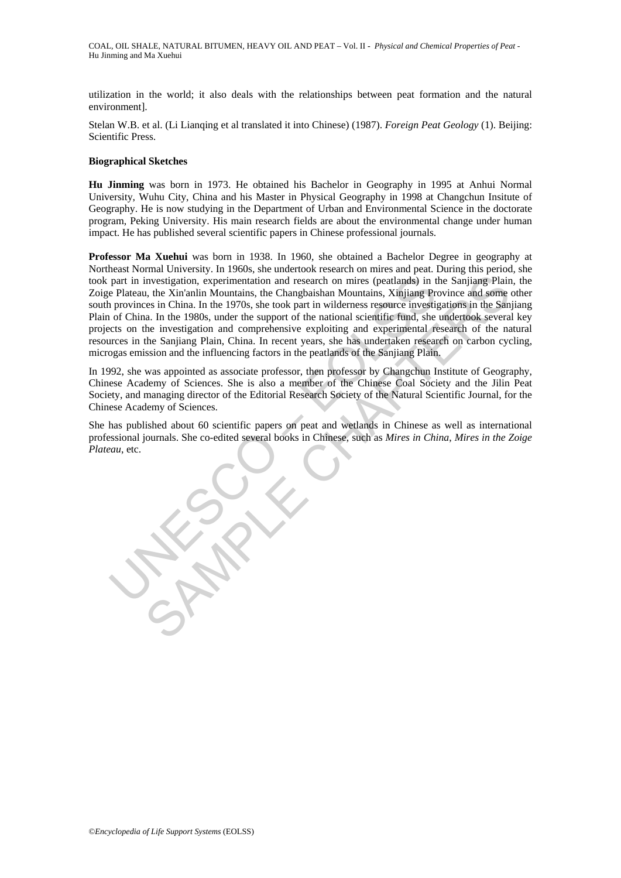utilization in the world; it also deals with the relationships between peat formation and the natural environment].

Stelan W.B. et al. (Li Lianqing et al translated it into Chinese) (1987). *Foreign Peat Geology* (1). Beijing: Scientific Press.

### Biographical Sketches

**Hu Jinming** was born in 1973. He obtained his Bachelor in Geography in 1995 at Anhui Normal University, Wuhu City, China and his Master in Physical Geography in 1998 at Changchun Insitute of Geography. He is now studying in the Department of Urban and Environmental Science in the doctorate program, Peking University. His main research fields are about the environmental change under human impact. He has published several scientific papers in Chinese professional journals.

**Professor Ma Xuehui** was born in 1938. In 1960, she obtained a Bachelor Degree in geography at Northeast Normal University. In 1960s, she undertook research on mires and peat. During this period, she took part in investigation, experimentation and research on mires (peatlands) in the Sanjiang Plain, the Zoige Plateau, the Xin'anlin Mountains, the Changbaishan Mountains, Xinjiang Province and some other south provinces in China. In the 1970s, she took part in wilderness resource investigations in the Sanjiang Plain of China. In the 1980s, under the support of the national scientific fund, she undertook several key projects on the investigation and comprehensive exploiting and experimental research of the natural resources in the Sanjiang Plain, China. In recent years, she has undertaken research on carbon cycling, microgas emission and the influencing factors in the peatlands of the Sanjiang Plain.

In 1992, she was appointed as associate professor, then professor by Changchun Institute of Geography, Chinese Academy of Sciences. She is also a member of the Chinese Coal Society and the Jilin Peat Society, and managing director of the Editorial Research Society of the Natural Scientific Journal, for the Chinese Academy of Sciences.

She has published about 60 scientific papers on peat and wetlands in Chinese as well as international professional journals. She co-edited several books in Chinese, such as *Mires in China*, *Mires in the Zoige Plateau*, etc.